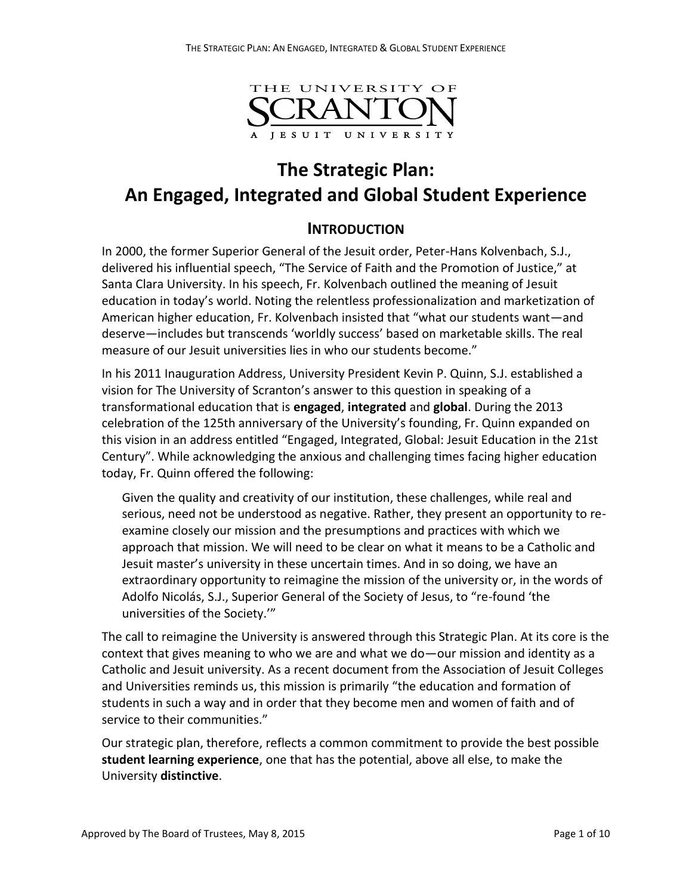THE UNIVERSITY OF SCRANTON
A JESUIT UNIVERSITY

# The Strategic Plan: An Engaged, Integrated and Global Student Experience

## INTRODUCTION

In 2000, the former Superior General of the Jesuit order, Peter-Hans Kolvenbach, S.J., delivered his influential speech, "The Service of Faith and the Promotion of Justice," at Santa Clara University. In his speech, Fr. Kolvenbach outlined the meaning of Jesuit education in today's world. Noting the relentless professionalization and marketization of American higher education, Fr. Kolvenbach insisted that "what our students want—and deserve—includes but transcends 'worldly success' based on marketable skills. The real measure of our Jesuit universities lies in who our students become."

In his 2011 Inauguration Address, University President Kevin P. Quinn, S.J. established a vision for The University of Scranton's answer to this question in speaking of a transformational education that is **engaged**, **integrated** and **global**. During the 2013 celebration of the 125th anniversary of the University's founding, Fr. Quinn expanded on this vision in an address entitled "Engaged, Integrated, Global: Jesuit Education in the 21st Century". While acknowledging the anxious and challenging times facing higher education today, Fr. Quinn offered the following:

> Given the quality and creativity of our institution, these challenges, while real and serious, need not be understood as negative. Rather, they present an opportunity to re-examine closely our mission and the presumptions and practices with which we approach that mission. We will need to be clear on what it means to be a Catholic and Jesuit master's university in these uncertain times. And in so doing, we have an extraordinary opportunity to reimagine the mission of the university or, in the words of Adolfo Nicolás, S.J., Superior General of the Society of Jesus, to "re-found 'the universities of the Society.'"

The call to reimagine the University is answered through this Strategic Plan. At its core is the context that gives meaning to who we are and what we do—our mission and identity as a Catholic and Jesuit university. As a recent document from the Association of Jesuit Colleges and Universities reminds us, this mission is primarily "the education and formation of students in such a way and in order that they become men and women of faith and of service to their communities."

Our strategic plan, therefore, reflects a common commitment to provide the best possible **student learning experience**, one that has the potential, above all else, to make the University **distinctive**.

Approved by The Board of Trustees, May 8, 2015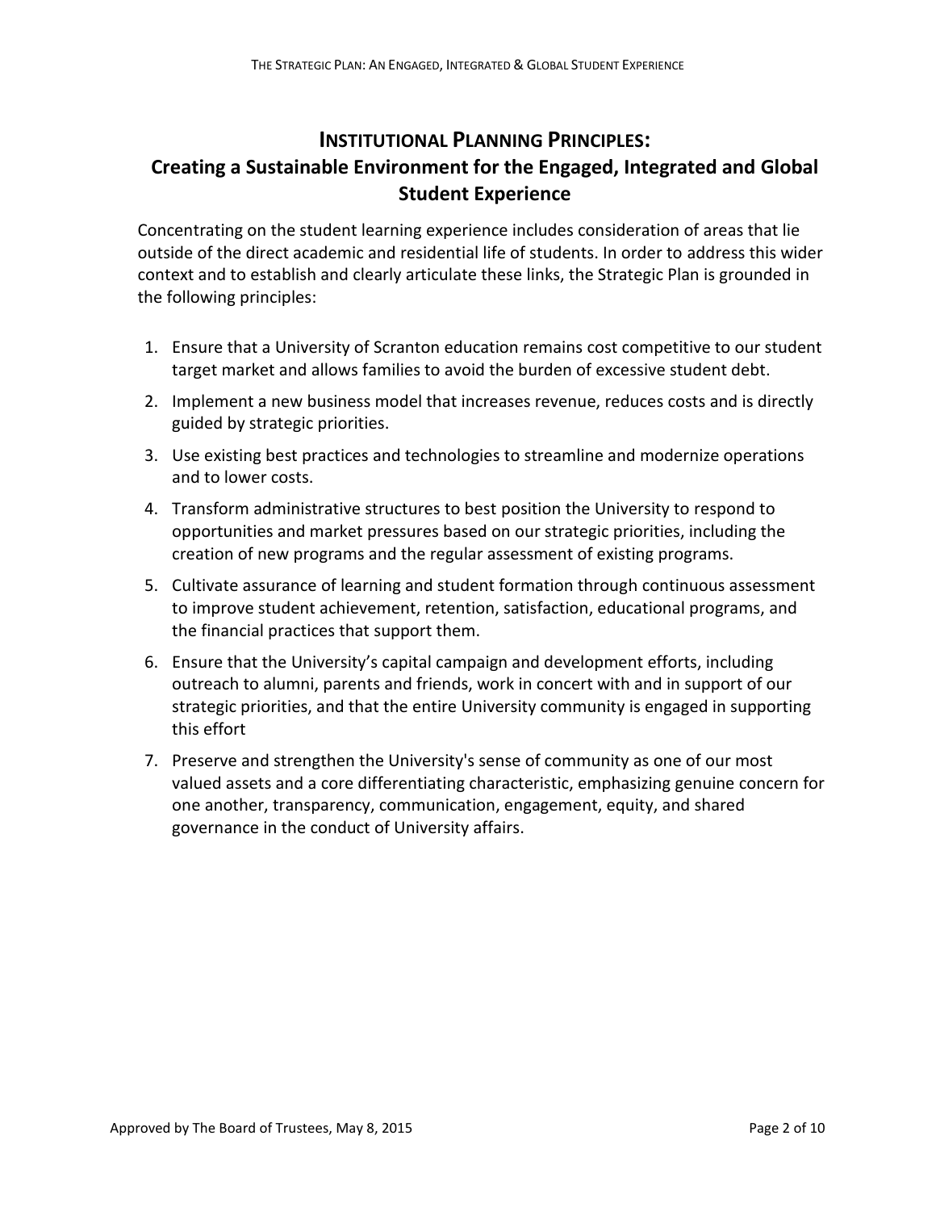## INSTITUTIONAL PLANNING PRINCIPLES:
## Creating a Sustainable Environment for the Engaged, Integrated and Global Student Experience

Concentrating on the student learning experience includes consideration of areas that lie outside of the direct academic and residential life of students. In order to address this wider context and to establish and clearly articulate these links, the Strategic Plan is grounded in the following principles:

1. Ensure that a University of Scranton education remains cost competitive to our student target market and allows families to avoid the burden of excessive student debt.
2. Implement a new business model that increases revenue, reduces costs and is directly guided by strategic priorities.
3. Use existing best practices and technologies to streamline and modernize operations and to lower costs.
4. Transform administrative structures to best position the University to respond to opportunities and market pressures based on our strategic priorities, including the creation of new programs and the regular assessment of existing programs.
5. Cultivate assurance of learning and student formation through continuous assessment to improve student achievement, retention, satisfaction, educational programs, and the financial practices that support them.
6. Ensure that the University's capital campaign and development efforts, including outreach to alumni, parents and friends, work in concert with and in support of our strategic priorities, and that the entire University community is engaged in supporting this effort
7. Preserve and strengthen the University's sense of community as one of our most valued assets and a core differentiating characteristic, emphasizing genuine concern for one another, transparency, communication, engagement, equity, and shared governance in the conduct of University affairs.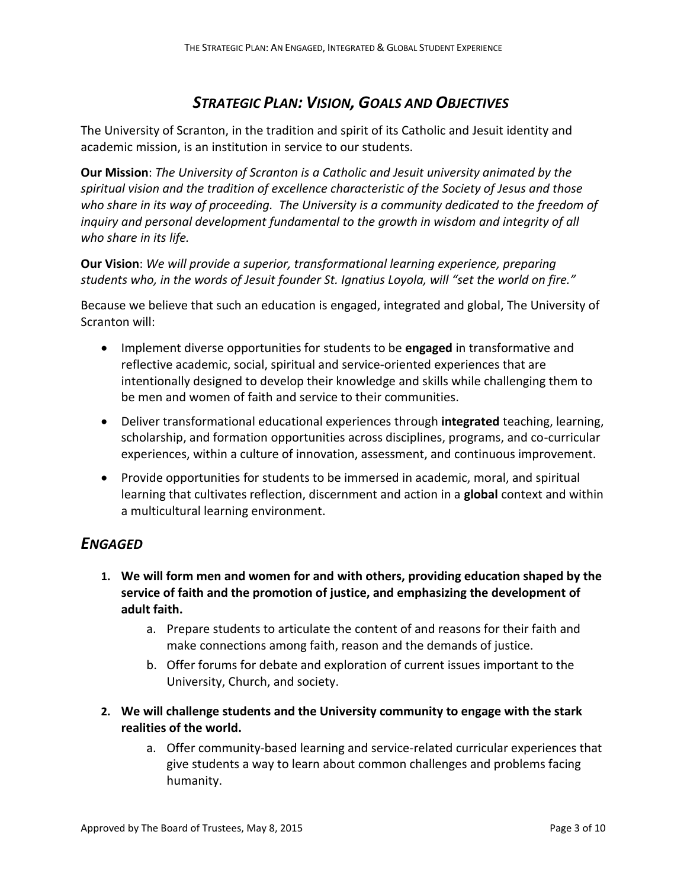## *Strategic Plan: Vision, Goals and Objectives*

The University of Scranton, in the tradition and spirit of its Catholic and Jesuit identity and academic mission, is an institution in service to our students.

**Our Mission**: *The University of Scranton is a Catholic and Jesuit university animated by the spiritual vision and the tradition of excellence characteristic of the Society of Jesus and those who share in its way of proceeding. The University is a community dedicated to the freedom of inquiry and personal development fundamental to the growth in wisdom and integrity of all who share in its life.*

**Our Vision**: *We will provide a superior, transformational learning experience, preparing students who, in the words of Jesuit founder St. Ignatius Loyola, will "set the world on fire."*

Because we believe that such an education is engaged, integrated and global, The University of Scranton will:

- Implement diverse opportunities for students to be **engaged** in transformative and reflective academic, social, spiritual and service-oriented experiences that are intentionally designed to develop their knowledge and skills while challenging them to be men and women of faith and service to their communities.
- Deliver transformational educational experiences through **integrated** teaching, learning, scholarship, and formation opportunities across disciplines, programs, and co-curricular experiences, within a culture of innovation, assessment, and continuous improvement.
- Provide opportunities for students to be immersed in academic, moral, and spiritual learning that cultivates reflection, discernment and action in a **global** context and within a multicultural learning environment.

## *Engaged*

1. **We will form men and women for and with others, providing education shaped by the service of faith and the promotion of justice, and emphasizing the development of adult faith.**
    a. Prepare students to articulate the content of and reasons for their faith and make connections among faith, reason and the demands of justice.
    b. Offer forums for debate and exploration of current issues important to the University, Church, and society.
2. **We will challenge students and the University community to engage with the stark realities of the world.**
    a. Offer community-based learning and service-related curricular experiences that give students a way to learn about common challenges and problems facing humanity.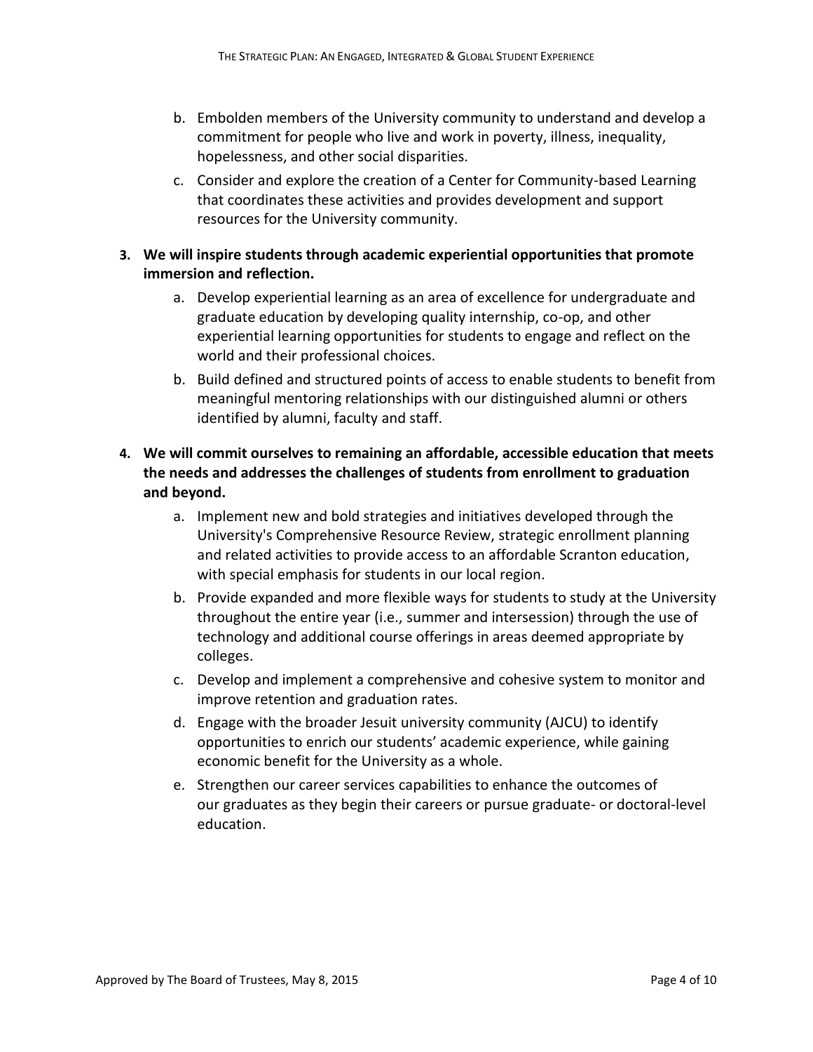b. Embolden members of the University community to understand and develop a commitment for people who live and work in poverty, illness, inequality, hopelessness, and other social disparities.

c. Consider and explore the creation of a Center for Community-based Learning that coordinates these activities and provides development and support resources for the University community.

3. **We will inspire students through academic experiential opportunities that promote immersion and reflection.**

    a. Develop experiential learning as an area of excellence for undergraduate and graduate education by developing quality internship, co-op, and other experiential learning opportunities for students to engage and reflect on the world and their professional choices.

    b. Build defined and structured points of access to enable students to benefit from meaningful mentoring relationships with our distinguished alumni or others identified by alumni, faculty and staff.

4. **We will commit ourselves to remaining an affordable, accessible education that meets the needs and addresses the challenges of students from enrollment to graduation and beyond.**

    a. Implement new and bold strategies and initiatives developed through the University's Comprehensive Resource Review, strategic enrollment planning and related activities to provide access to an affordable Scranton education, with special emphasis for students in our local region.

    b. Provide expanded and more flexible ways for students to study at the University throughout the entire year (i.e., summer and intersession) through the use of technology and additional course offerings in areas deemed appropriate by colleges.

    c. Develop and implement a comprehensive and cohesive system to monitor and improve retention and graduation rates.

    d. Engage with the broader Jesuit university community (AJCU) to identify opportunities to enrich our students' academic experience, while gaining economic benefit for the University as a whole.

    e. Strengthen our career services capabilities to enhance the outcomes of our graduates as they begin their careers or pursue graduate- or doctoral-level education.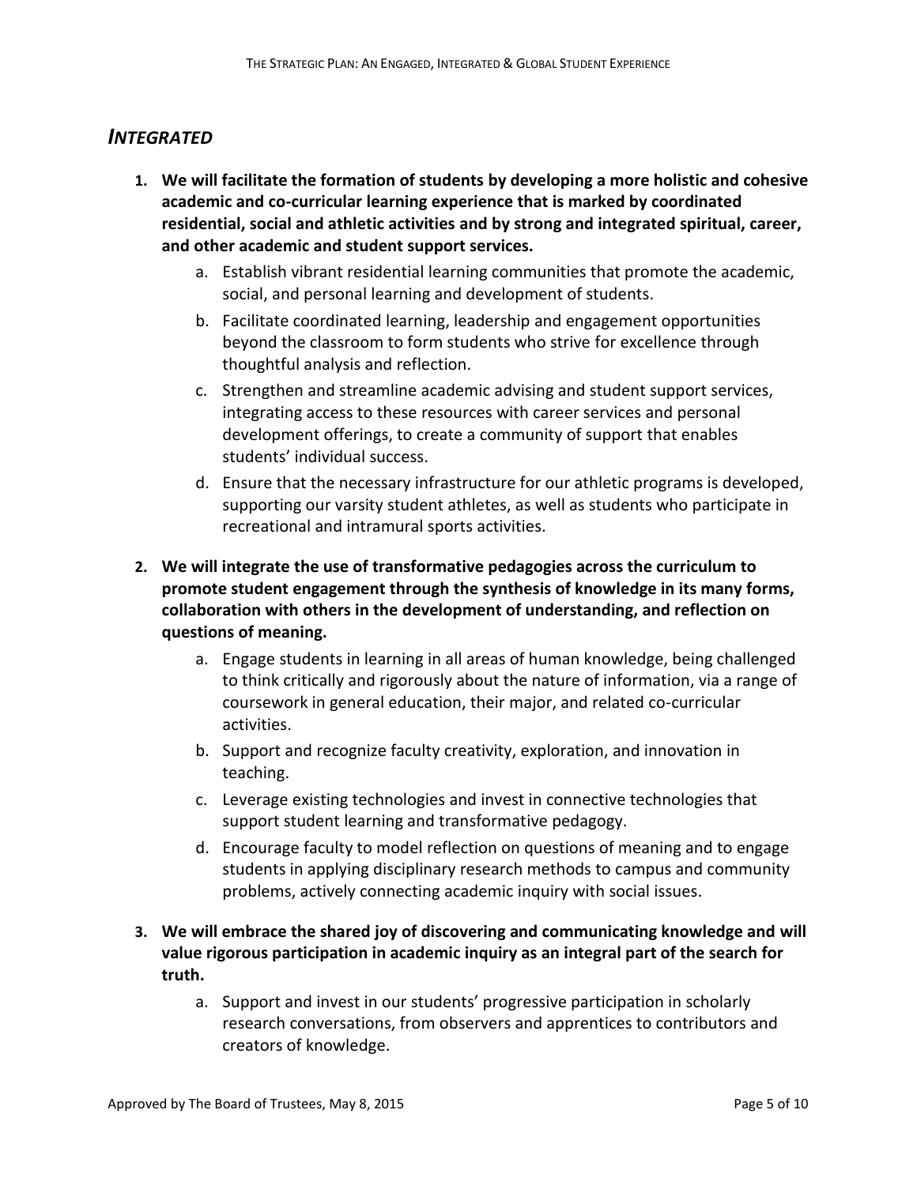## *INTEGRATED*

1. **We will facilitate the formation of students by developing a more holistic and cohesive academic and co-curricular learning experience that is marked by coordinated residential, social and athletic activities and by strong and integrated spiritual, career, and other academic and student support services.**
    a. Establish vibrant residential learning communities that promote the academic, social, and personal learning and development of students.
    b. Facilitate coordinated learning, leadership and engagement opportunities beyond the classroom to form students who strive for excellence through thoughtful analysis and reflection.
    c. Strengthen and streamline academic advising and student support services, integrating access to these resources with career services and personal development offerings, to create a community of support that enables students' individual success.
    d. Ensure that the necessary infrastructure for our athletic programs is developed, supporting our varsity student athletes, as well as students who participate in recreational and intramural sports activities.

2. **We will integrate the use of transformative pedagogies across the curriculum to promote student engagement through the synthesis of knowledge in its many forms, collaboration with others in the development of understanding, and reflection on questions of meaning.**
    a. Engage students in learning in all areas of human knowledge, being challenged to think critically and rigorously about the nature of information, via a range of coursework in general education, their major, and related co-curricular activities.
    b. Support and recognize faculty creativity, exploration, and innovation in teaching.
    c. Leverage existing technologies and invest in connective technologies that support student learning and transformative pedagogy.
    d. Encourage faculty to model reflection on questions of meaning and to engage students in applying disciplinary research methods to campus and community problems, actively connecting academic inquiry with social issues.

3. **We will embrace the shared joy of discovering and communicating knowledge and will value rigorous participation in academic inquiry as an integral part of the search for truth.**
    a. Support and invest in our students' progressive participation in scholarly research conversations, from observers and apprentices to contributors and creators of knowledge.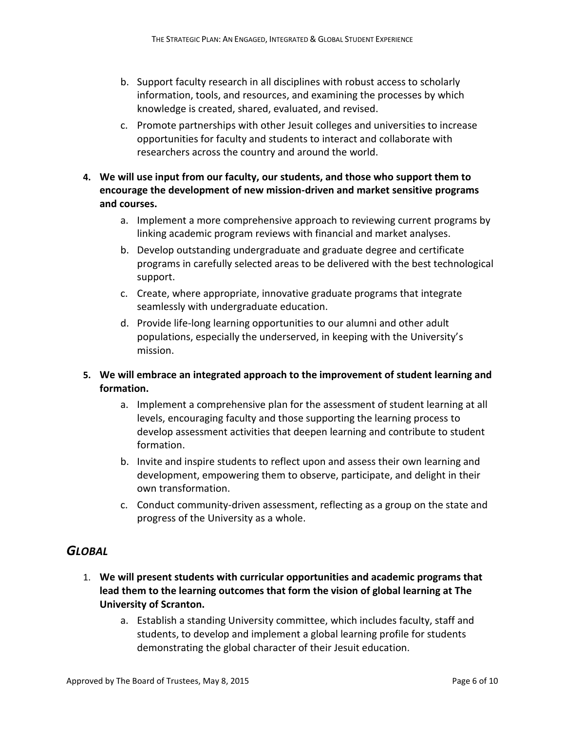b. Support faculty research in all disciplines with robust access to scholarly information, tools, and resources, and examining the processes by which knowledge is created, shared, evaluated, and revised.
   c. Promote partnerships with other Jesuit colleges and universities to increase opportunities for faculty and students to interact and collaborate with researchers across the country and around the world.

4. **We will use input from our faculty, our students, and those who support them to encourage the development of new mission-driven and market sensitive programs and courses.**
   a. Implement a more comprehensive approach to reviewing current programs by linking academic program reviews with financial and market analyses.
   b. Develop outstanding undergraduate and graduate degree and certificate programs in carefully selected areas to be delivered with the best technological support.
   c. Create, where appropriate, innovative graduate programs that integrate seamlessly with undergraduate education.
   d. Provide life-long learning opportunities to our alumni and other adult populations, especially the underserved, in keeping with the University's mission.

5. **We will embrace an integrated approach to the improvement of student learning and formation.**
   a. Implement a comprehensive plan for the assessment of student learning at all levels, encouraging faculty and those supporting the learning process to develop assessment activities that deepen learning and contribute to student formation.
   b. Invite and inspire students to reflect upon and assess their own learning and development, empowering them to observe, participate, and delight in their own transformation.
   c. Conduct community-driven assessment, reflecting as a group on the state and progress of the University as a whole.

## *GLOBAL*

1. **We will present students with curricular opportunities and academic programs that lead them to the learning outcomes that form the vision of global learning at The University of Scranton.**
   a. Establish a standing University committee, which includes faculty, staff and students, to develop and implement a global learning profile for students demonstrating the global character of their Jesuit education.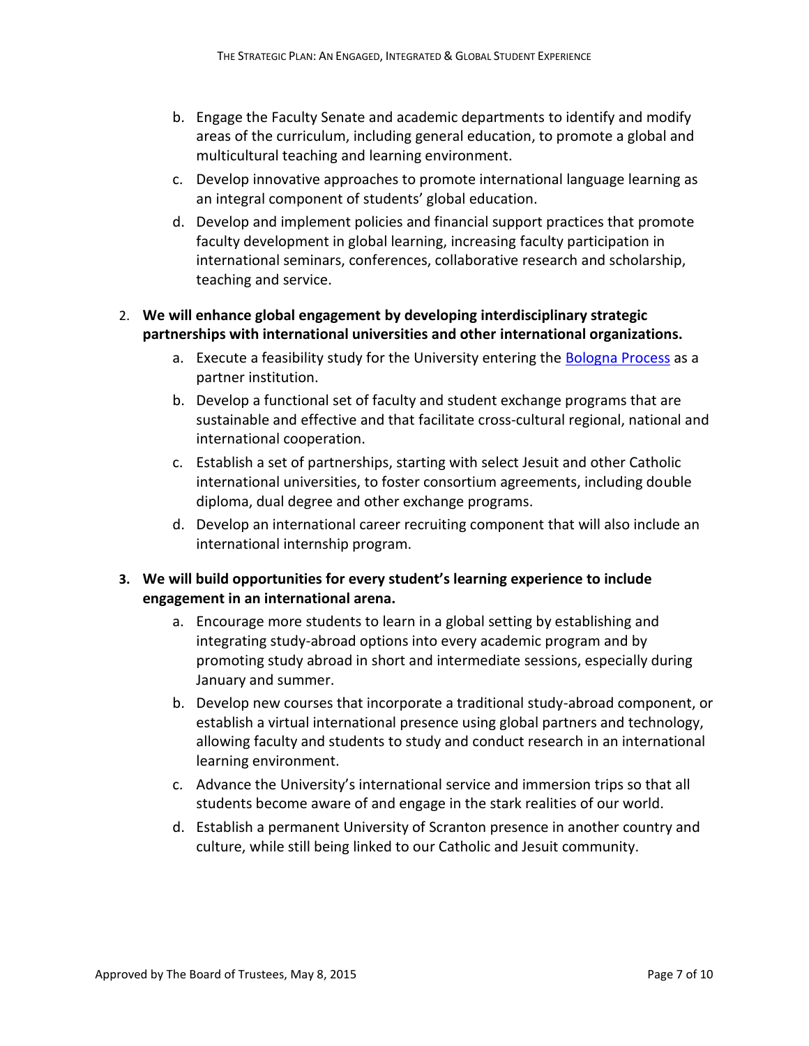b. Engage the Faculty Senate and academic departments to identify and modify areas of the curriculum, including general education, to promote a global and multicultural teaching and learning environment.
   c. Develop innovative approaches to promote international language learning as an integral component of students' global education.
   d. Develop and implement policies and financial support practices that promote faculty development in global learning, increasing faculty participation in international seminars, conferences, collaborative research and scholarship, teaching and service.

2. **We will enhance global engagement by developing interdisciplinary strategic partnerships with international universities and other international organizations.**
   a. Execute a feasibility study for the University entering the Bologna Process as a partner institution.
   b. Develop a functional set of faculty and student exchange programs that are sustainable and effective and that facilitate cross-cultural regional, national and international cooperation.
   c. Establish a set of partnerships, starting with select Jesuit and other Catholic international universities, to foster consortium agreements, including double diploma, dual degree and other exchange programs.
   d. Develop an international career recruiting component that will also include an international internship program.

3. **We will build opportunities for every student's learning experience to include engagement in an international arena.**
   a. Encourage more students to learn in a global setting by establishing and integrating study-abroad options into every academic program and by promoting study abroad in short and intermediate sessions, especially during January and summer.
   b. Develop new courses that incorporate a traditional study-abroad component, or establish a virtual international presence using global partners and technology, allowing faculty and students to study and conduct research in an international learning environment.
   c. Advance the University's international service and immersion trips so that all students become aware of and engage in the stark realities of our world.
   d. Establish a permanent University of Scranton presence in another country and culture, while still being linked to our Catholic and Jesuit community.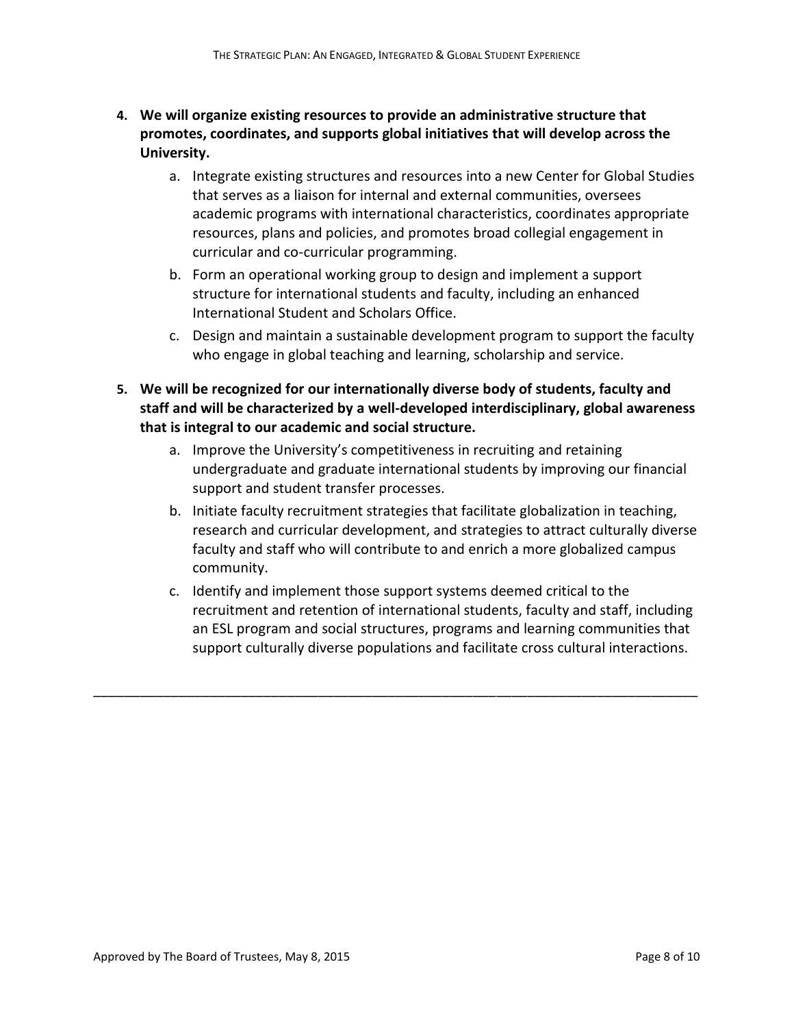4. **We will organize existing resources to provide an administrative structure that promotes, coordinates, and supports global initiatives that will develop across the University.**
    a. Integrate existing structures and resources into a new Center for Global Studies that serves as a liaison for internal and external communities, oversees academic programs with international characteristics, coordinates appropriate resources, plans and policies, and promotes broad collegial engagement in curricular and co-curricular programming.
    b. Form an operational working group to design and implement a support structure for international students and faculty, including an enhanced International Student and Scholars Office.
    c. Design and maintain a sustainable development program to support the faculty who engage in global teaching and learning, scholarship and service.

5. **We will be recognized for our internationally diverse body of students, faculty and staff and will be characterized by a well-developed interdisciplinary, global awareness that is integral to our academic and social structure.**
    a. Improve the University's competitiveness in recruiting and retaining undergraduate and graduate international students by improving our financial support and student transfer processes.
    b. Initiate faculty recruitment strategies that facilitate globalization in teaching, research and curricular development, and strategies to attract culturally diverse faculty and staff who will contribute to and enrich a more globalized campus community.
    c. Identify and implement those support systems deemed critical to the recruitment and retention of international students, faculty and staff, including an ESL program and social structures, programs and learning communities that support culturally diverse populations and facilitate cross cultural interactions.

---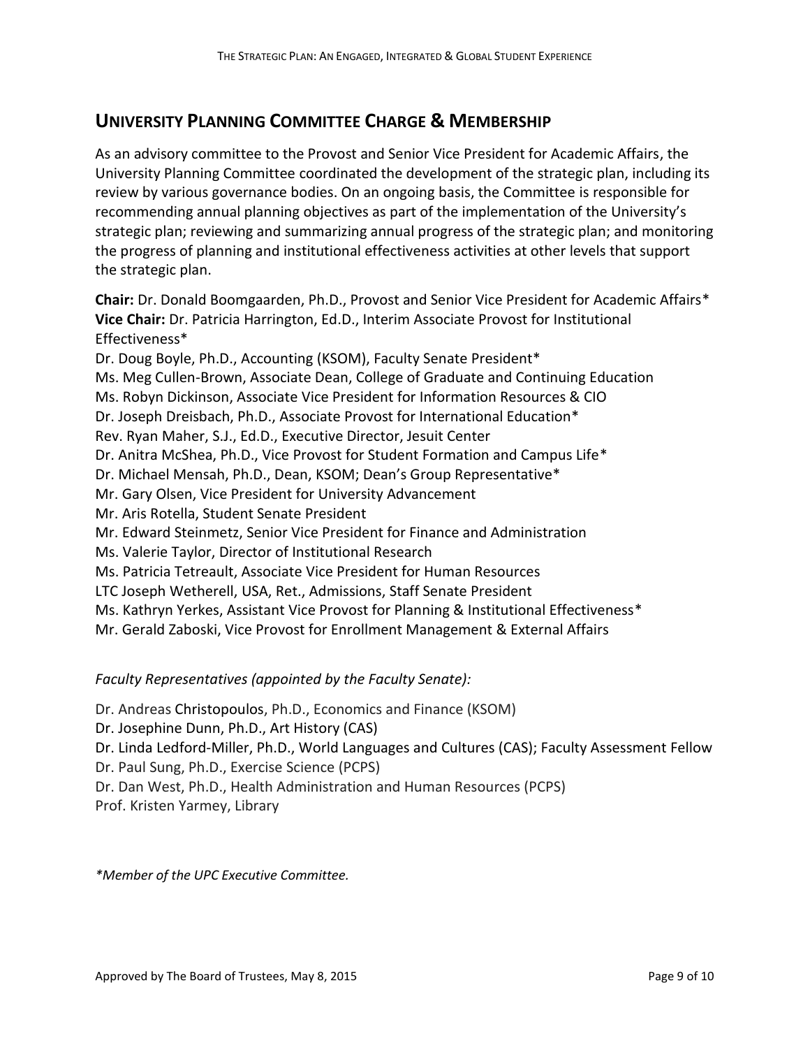## UNIVERSITY PLANNING COMMITTEE CHARGE & MEMBERSHIP

As an advisory committee to the Provost and Senior Vice President for Academic Affairs, the University Planning Committee coordinated the development of the strategic plan, including its review by various governance bodies. On an ongoing basis, the Committee is responsible for recommending annual planning objectives as part of the implementation of the University's strategic plan; reviewing and summarizing annual progress of the strategic plan; and monitoring the progress of planning and institutional effectiveness activities at other levels that support the strategic plan.

**Chair:** Dr. Donald Boomgaarden, Ph.D., Provost and Senior Vice President for Academic Affairs*
**Vice Chair:** Dr. Patricia Harrington, Ed.D., Interim Associate Provost for Institutional Effectiveness*
Dr. Doug Boyle, Ph.D., Accounting (KSOM), Faculty Senate President*
Ms. Meg Cullen-Brown, Associate Dean, College of Graduate and Continuing Education
Ms. Robyn Dickinson, Associate Vice President for Information Resources & CIO
Dr. Joseph Dreisbach, Ph.D., Associate Provost for International Education*
Rev. Ryan Maher, S.J., Ed.D., Executive Director, Jesuit Center
Dr. Anitra McShea, Ph.D., Vice Provost for Student Formation and Campus Life*
Dr. Michael Mensah, Ph.D., Dean, KSOM; Dean's Group Representative*
Mr. Gary Olsen, Vice President for University Advancement
Mr. Aris Rotella, Student Senate President
Mr. Edward Steinmetz, Senior Vice President for Finance and Administration
Ms. Valerie Taylor, Director of Institutional Research
Ms. Patricia Tetreault, Associate Vice President for Human Resources
LTC Joseph Wetherell, USA, Ret., Admissions, Staff Senate President
Ms. Kathryn Yerkes, Assistant Vice Provost for Planning & Institutional Effectiveness*
Mr. Gerald Zaboski, Vice Provost for Enrollment Management & External Affairs

*Faculty Representatives (appointed by the Faculty Senate):*

Dr. Andreas Christopoulos, Ph.D., Economics and Finance (KSOM)
Dr. Josephine Dunn, Ph.D., Art History (CAS)
Dr. Linda Ledford-Miller, Ph.D., World Languages and Cultures (CAS); Faculty Assessment Fellow
Dr. Paul Sung, Ph.D., Exercise Science (PCPS)
Dr. Dan West, Ph.D., Health Administration and Human Resources (PCPS)
Prof. Kristen Yarmey, Library

*\*Member of the UPC Executive Committee.*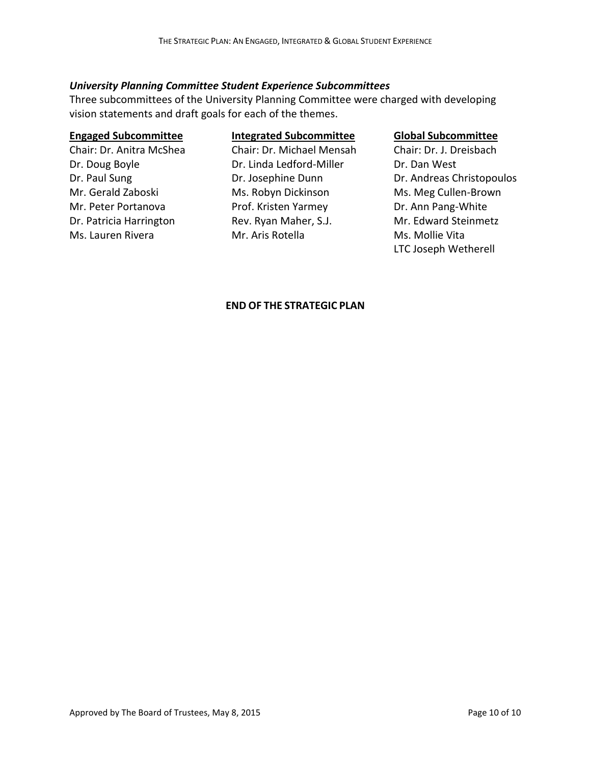### *University Planning Committee Student Experience Subcommittees*

Three subcommittees of the University Planning Committee were charged with developing vision statements and draft goals for each of the themes.

**Engaged Subcommittee**

Chair: Dr. Anitra McShea
Dr. Doug Boyle
Dr. Paul Sung
Mr. Gerald Zaboski
Mr. Peter Portanova
Dr. Patricia Harrington
Ms. Lauren Rivera

**Integrated Subcommittee**

Chair: Dr. Michael Mensah
Dr. Linda Ledford-Miller
Dr. Josephine Dunn
Ms. Robyn Dickinson
Prof. Kristen Yarmey
Rev. Ryan Maher, S.J.
Mr. Aris Rotella

**Global Subcommittee**

Chair: Dr. J. Dreisbach
Dr. Dan West
Dr. Andreas Christopoulos
Ms. Meg Cullen-Brown
Dr. Ann Pang-White
Mr. Edward Steinmetz
Ms. Mollie Vita
LTC Joseph Wetherell

**END OF THE STRATEGIC PLAN**

Approved by The Board of Trustees, May 8, 2015